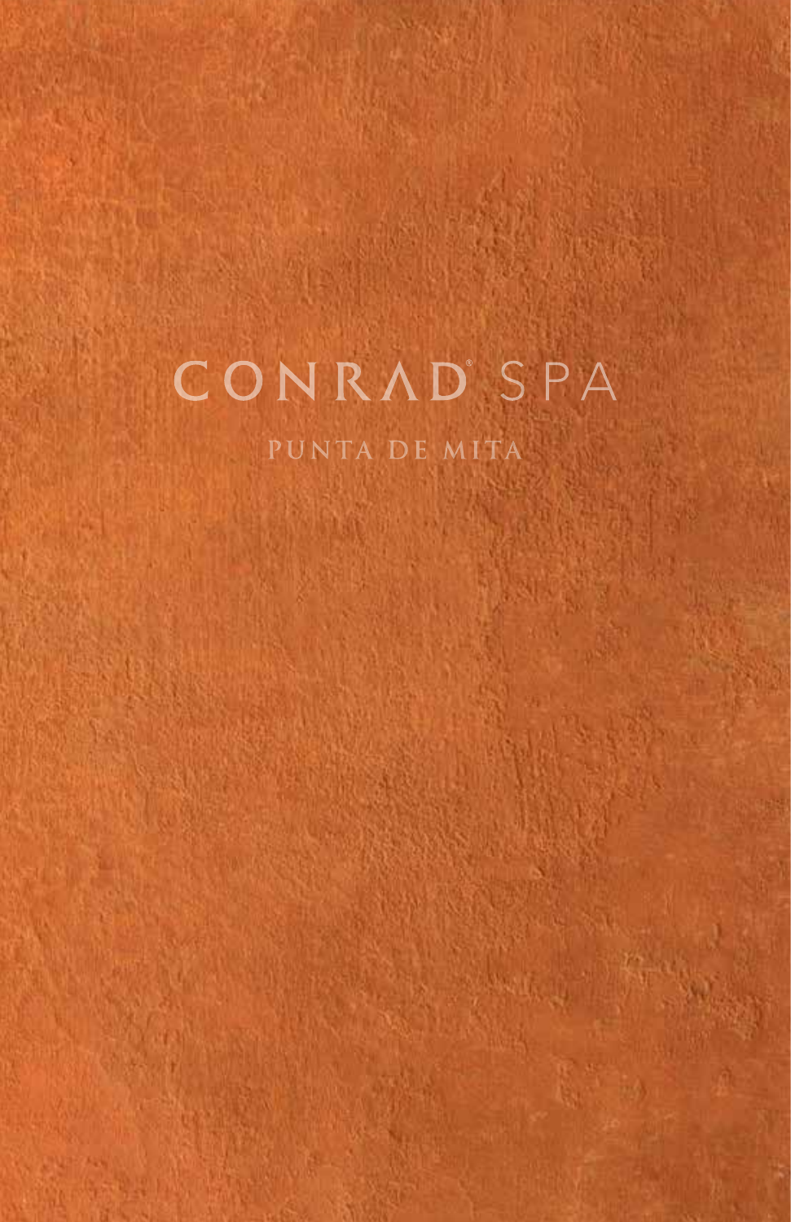# CONRAD® SPA

PUNTA DE MITA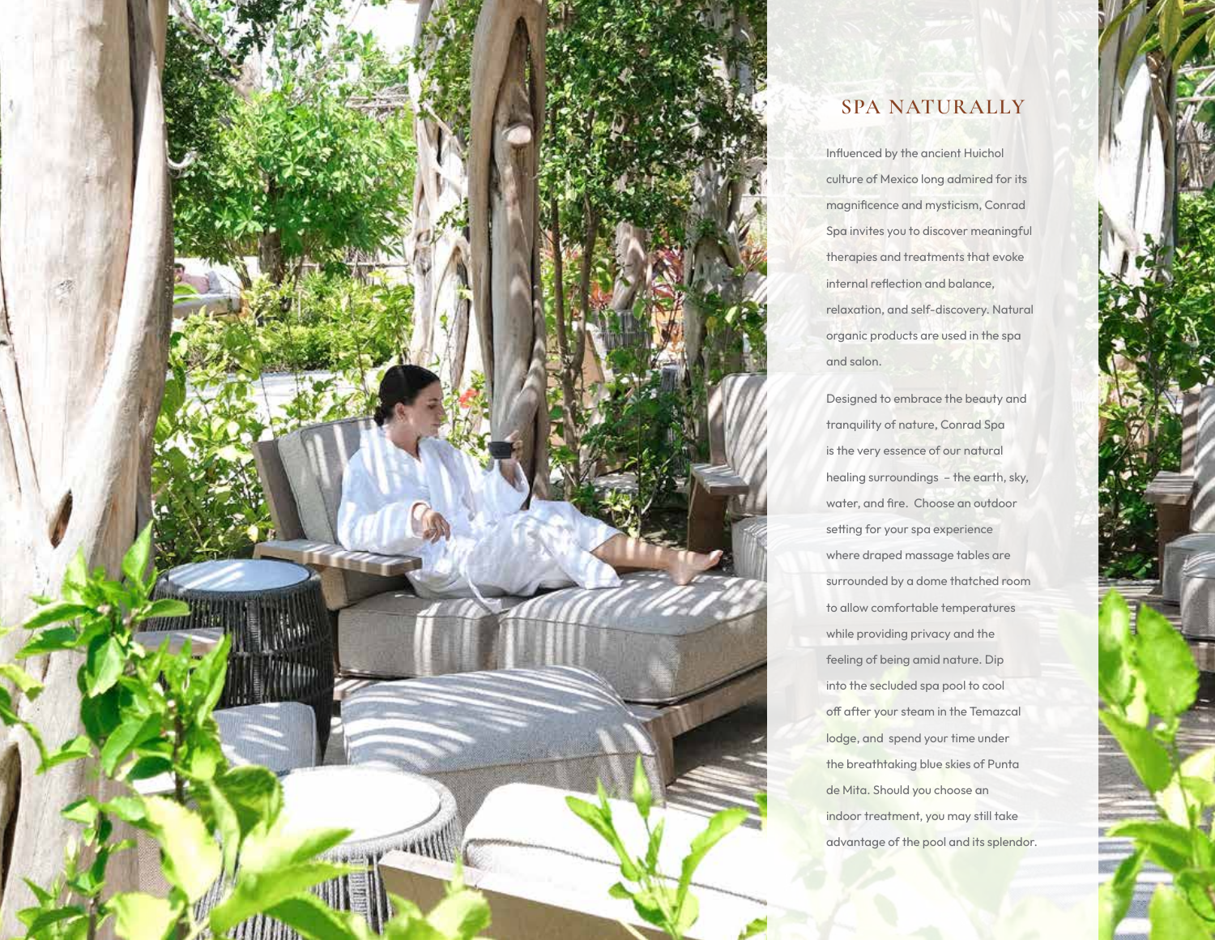## SPA NATURALLY

Influenced by the ancient Huichol culture of Mexico long admired for its magnificence and mysticism, Conrad Spa invites you to discover meaningful therapies and treatments that evoke internal reflection and balance, relaxation, and self-discovery. Natural organic products are used in the spa and salon.

Designed to embrace the beauty and tranquility of nature, Conrad Spa is the very essence of our natural healing surroundings – the earth, sky, water, and fire. Choose an outdoor setting for your spa experience where draped massage tables are surrounded by a dome thatched room to allow comfortable temperatures while providing privacy and the feeling of being amid nature. Dip into the secluded spa pool to cool off after your steam in the Temazcal lodge, and spend your time under the breathtaking blue skies of Punta de Mita. Should you choose an indoor treatment, you may still take advantage of the pool and its splendor.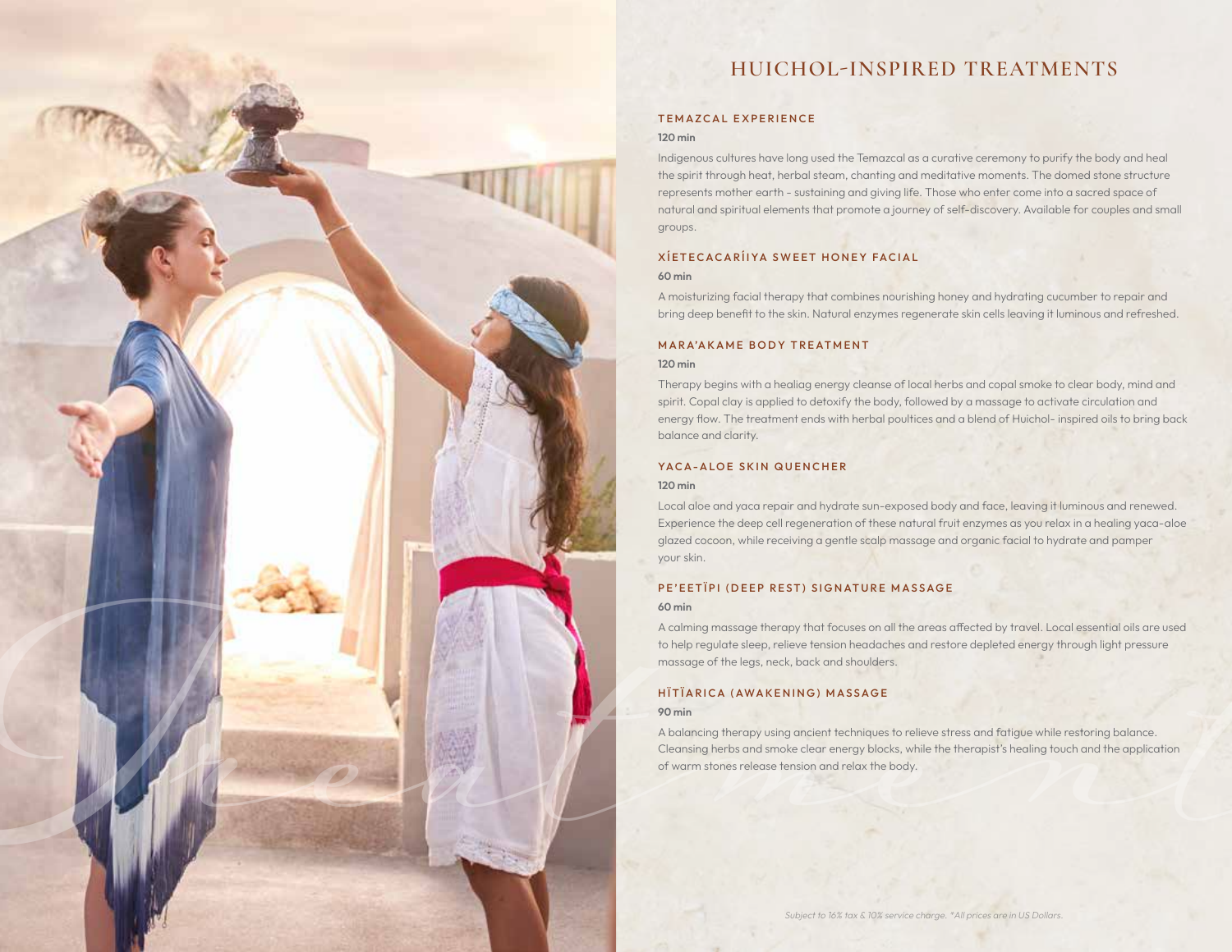# HUICHOL-INSPIRED TREATMENTS

### TEMAZCAL EXPERIENCE

**120 min**

Indigenous cultures have long used the Temazcal as a curative ceremony to purify the body and heal the spirit through heat, herbal steam, chanting and meditative moments. The domed stone structure represents mother earth - sustaining and giving life. Those who enter come into a sacred space of natural and spiritual elements that promote a journey of self-discovery. Available for couples and small groups.

### XÍETECACARÍIYA SWEET HONEY FACIAL

**60 min**

A moisturizing facial therapy that combines nourishing honey and hydrating cucumber to repair and bring deep benefit to the skin. Natural enzymes regenerate skin cells leaving it luminous and refreshed.

### MARA'AKAME BODY TREATMENT

**120 min**

Therapy begins with a healiag energy cleanse of local herbs and copal smoke to clear body, mind and spirit. Copal clay is applied to detoxify the body, followed by a massage to activate circulation and energy flow. The treatment ends with herbal poultices and a blend of Huichol- inspired oils to bring back balance and clarity.

### YACA-ALOE SKIN QUENCHER

**120 min**

Local aloe and yaca repair and hydrate sun-exposed body and face, leaving it luminous and renewed. Experience the deep cell regeneration of these natural fruit enzymes as you relax in a healing yaca-aloe glazed cocoon, while receiving a gentle scalp massage and organic facial to hydrate and pamper your skin.

### PE'EETÏPI (DEEP REST) SIGNATURE MASSAGE

**60 min**

A calming massage therapy that focuses on all the areas affected by travel. Local essential oils are used to help regulate sleep, relieve tension headaches and restore depleted energy through light pressure massage of the legs, neck, back and shoulders.

### HÏTÏARICA (AWAKENING) MASSAGE

**90 min**

A balancing therapy using ancient techniques to relieve stress and fatigue while restoring balance. Cleansing herbs and smoke clear energy blocks, while the therapist's healing touch and the application of warm stones release tension and relax the body.

*Subject to 16% tax & 10% service charge. \*All prices are in US Dollars.*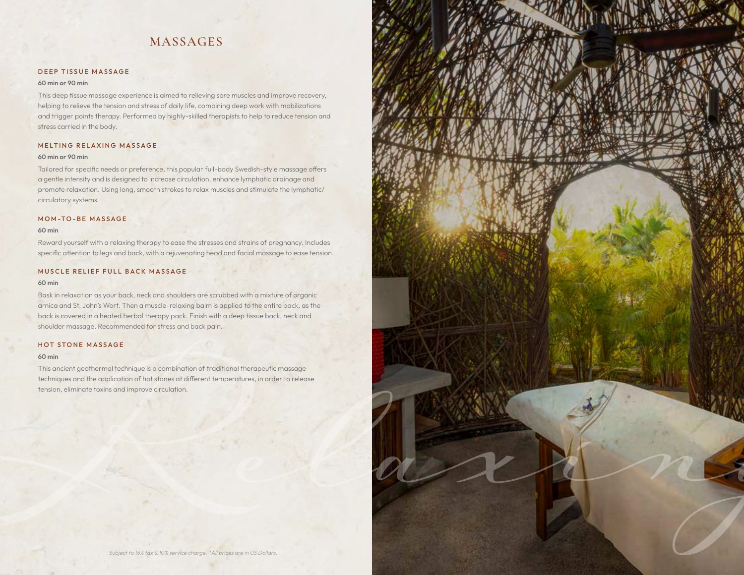# MASSAGES

### DEEP TISSUE MASSAGE

**60 min or 90 min**

This deep tissue massage experience is aimed to relieving sore muscles and improve recovery, helping to relieve the tension and stress of daily life, combining deep work with mobilizations and trigger points therapy. Performed by highly-skilled therapists to help to reduce tension and stress carried in the body.

### MELTING RELAXING MASSAGE

**60 min or 90 min**

Tailored for specific needs or preference, this popular full-body Swedish-style massage offers a gentle intensity and is designed to increase circulation, enhance lymphatic drainage and promote relaxation. Using long, smooth strokes to relax muscles and stimulate the lymphatic/circulatory systems.

### MOM-TO-BE MASSAGE

**60 min**

Reward yourself with a relaxing therapy to ease the stresses and strains of pregnancy. Includes specific attention to legs and back, with a rejuvenating head and facial massage to ease tension.

### MUSCLE RELIEF FULL BACK MASSAGE

**60 min**

Bask in relaxation as your back, neck and shoulders are scrubbed with a mixture of organic arnica and St. John's Wort. Then a muscle-relaxing balm is applied to the entire back, as the back is covered in a heated herbal therapy pack. Finish with a deep tissue back, neck and shoulder massage. Recommended for stress and back pain.

### HOT STONE MASSAGE

**60 min**

This ancient geothermal technique is a combination of traditional therapeutic massage techniques and the application of hot stones at different temperatures, in order to release tension, eliminate toxins and improve circulation.

*Subject to 16% tax & 10% service charge. \*All prices are in US Dollars.*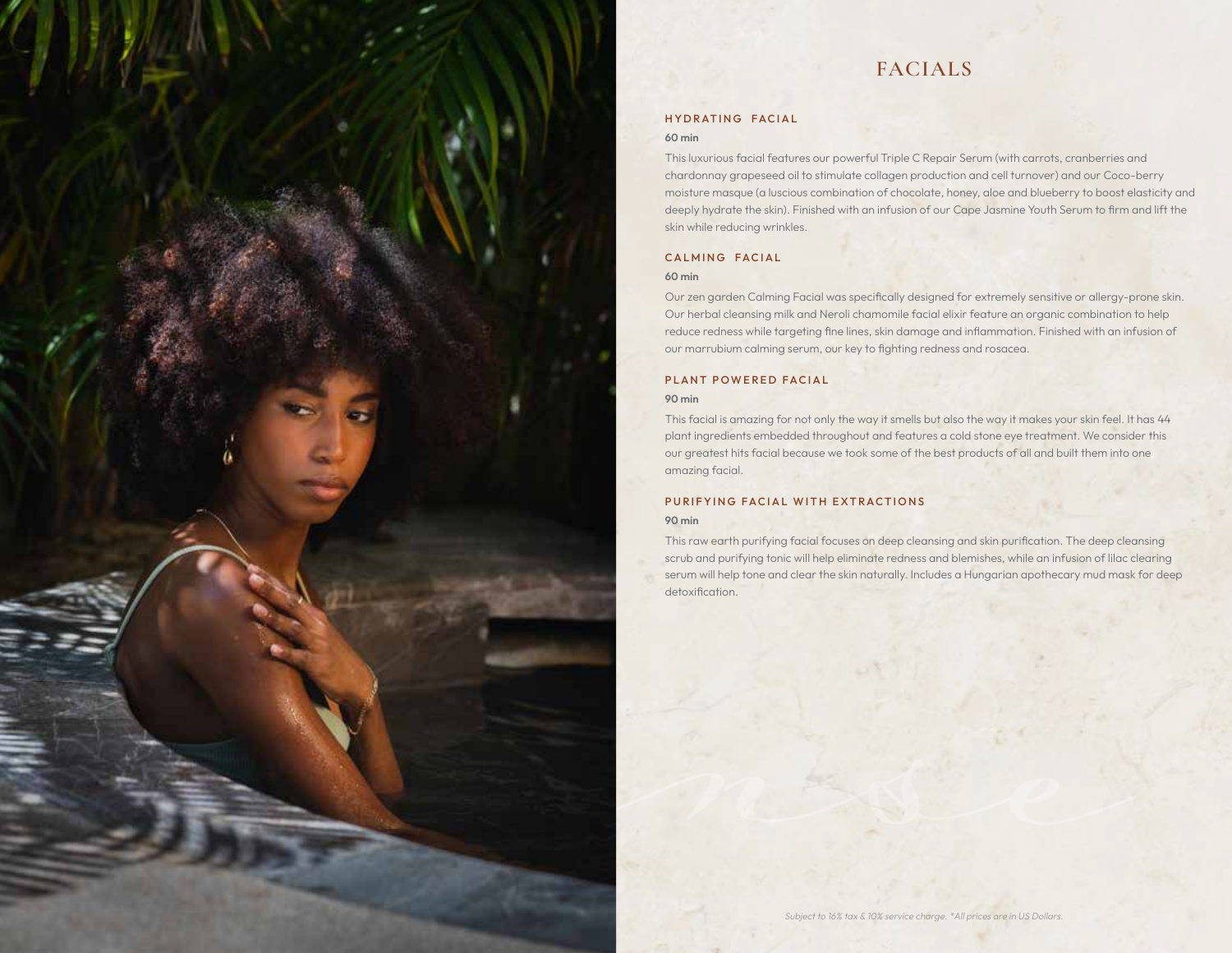# FACIALS

### HYDRATING FACIAL

**60 min**

This luxurious facial features our powerful Triple C Repair Serum (with carrots, cranberries and chardonnay grapeseed oil to stimulate collagen production and cell turnover) and our Coco-berry moisture masque (a luscious combination of chocolate, honey, aloe and blueberry to boost elasticity and deeply hydrate the skin). Finished with an infusion of our Cape Jasmine Youth Serum to firm and lift the skin while reducing wrinkles.

### CALMING FACIAL

**60 min**

Our zen garden Calming Facial was specifically designed for extremely sensitive or allergy-prone skin. Our herbal cleansing milk and Neroli chamomile facial elixir feature an organic combination to help reduce redness while targeting fine lines, skin damage and inflammation. Finished with an infusion of our marrubium calming serum, our key to fighting redness and rosacea.

### PLANT POWERED FACIAL

**90 min**

This facial is amazing for not only the way it smells but also the way it makes your skin feel. It has 44 plant ingredients embedded throughout and features a cold stone eye treatment. We consider this our greatest hits facial because we took some of the best products of all and built them into one amazing facial.

### PURIFYING FACIAL WITH EXTRACTIONS

**90 min**

This raw earth purifying facial focuses on deep cleansing and skin purification. The deep cleansing scrub and purifying tonic will help eliminate redness and blemishes, while an infusion of lilac clearing serum will help tone and clear the skin naturally. Includes a Hungarian apothecary mud mask for deep detoxification.

*Subject to 16% tax & 10% service charge. *All prices are in US Dollars.*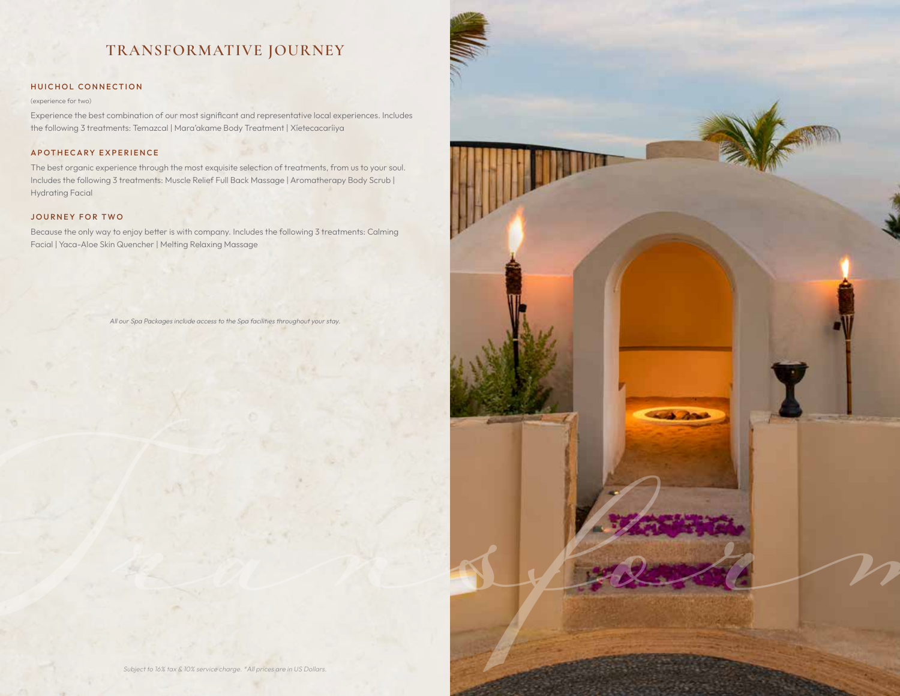# TRANSFORMATIVE JOURNEY

## HUICHOL CONNECTION

(experience for two)

Experience the best combination of our most significant and representative local experiences. Includes the following 3 treatments: Temazcal | Mara'akame Body Treatment | Xietecacariiya

## APOTHECARY EXPERIENCE

The best organic experience through the most exquisite selection of treatments, from us to your soul. Includes the following 3 treatments: Muscle Relief Full Back Massage | Aromatherapy Body Scrub | Hydrating Facial

## JOURNEY FOR TWO

Because the only way to enjoy better is with company. Includes the following 3 treatments: Calming Facial | Yaca-Aloe Skin Quencher | Melting Relaxing Massage

*All our Spa Packages include access to the Spa facilities throughout your stay.*

*Subject to 16% tax & 10% service charge. *All prices are in US Dollars.*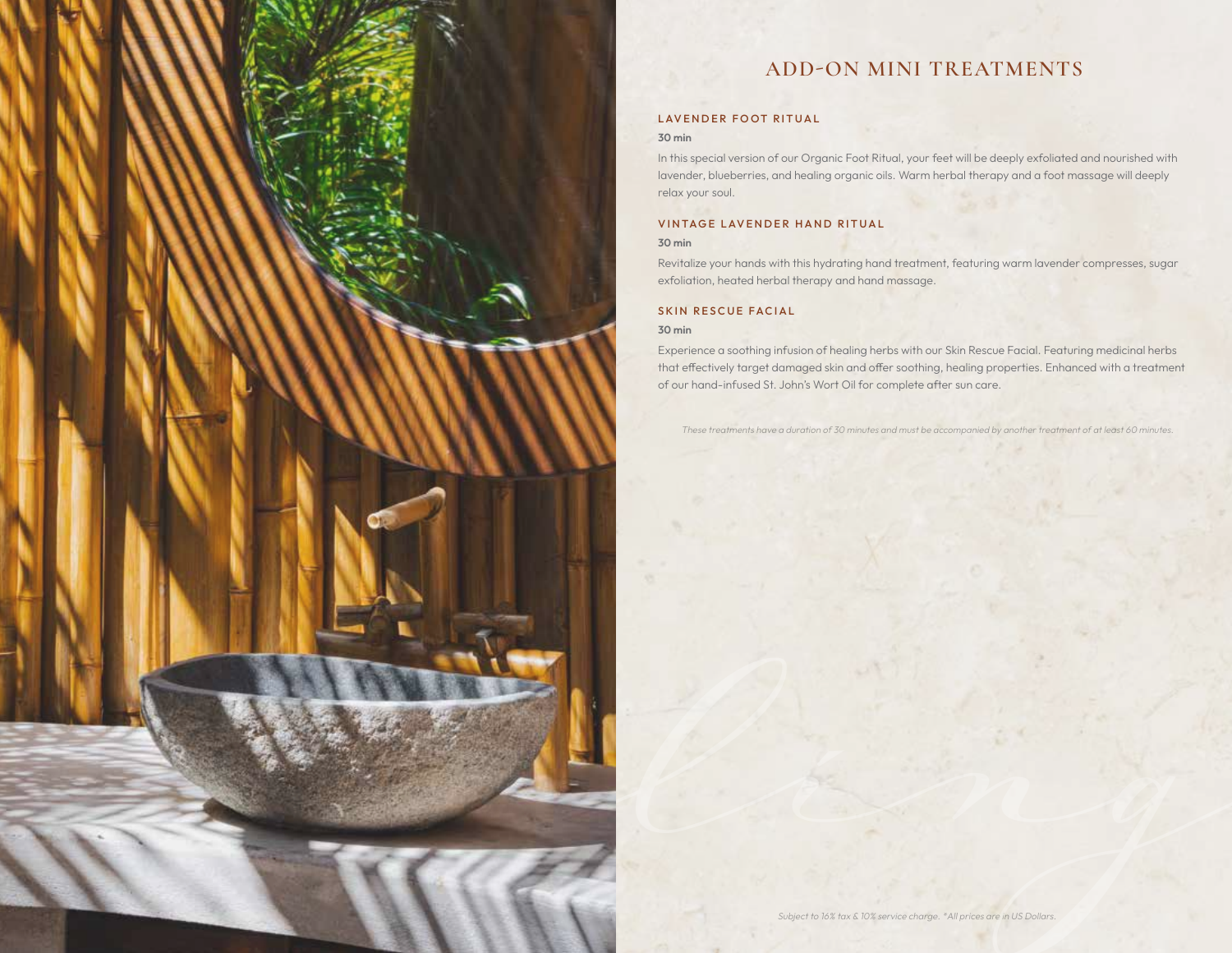# ADD-ON MINI TREATMENTS

### LAVENDER FOOT RITUAL

**30 min**

In this special version of our Organic Foot Ritual, your feet will be deeply exfoliated and nourished with lavender, blueberries, and healing organic oils. Warm herbal therapy and a foot massage will deeply relax your soul.

### VINTAGE LAVENDER HAND RITUAL

**30 min**

Revitalize your hands with this hydrating hand treatment, featuring warm lavender compresses, sugar exfoliation, heated herbal therapy and hand massage.

### SKIN RESCUE FACIAL

**30 min**

Experience a soothing infusion of healing herbs with our Skin Rescue Facial. Featuring medicinal herbs that effectively target damaged skin and offer soothing, healing properties. Enhanced with a treatment of our hand-infused St. John's Wort Oil for complete after sun care.

*These treatments have a duration of 30 minutes and must be accompanied by another treatment of at least 60 minutes.*

*Subject to 16% tax & 10% service charge. *All prices are in US Dollars.*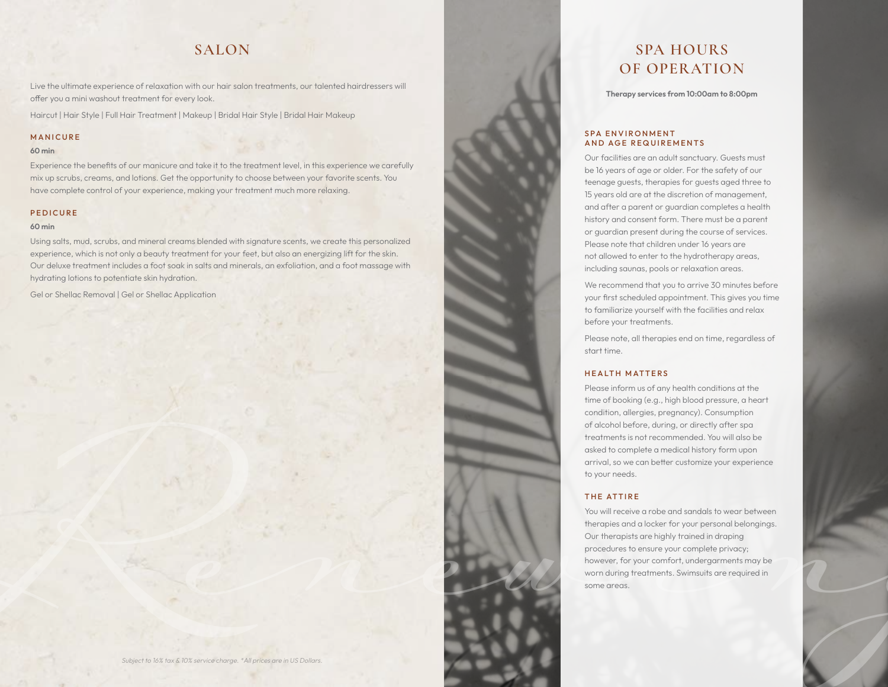## SALON

Live the ultimate experience of relaxation with our hair salon treatments, our talented hairdressers will offer you a mini washout treatment for every look.

Haircut | Hair Style | Full Hair Treatment | Makeup | Bridal Hair Style | Bridal Hair Makeup

### MANICURE

**60 min**

Experience the benefits of our manicure and take it to the treatment level, in this experience we carefully mix up scrubs, creams, and lotions. Get the opportunity to choose between your favorite scents. You have complete control of your experience, making your treatment much more relaxing.

### PEDICURE

**60 min**

Using salts, mud, scrubs, and mineral creams blended with signature scents, we create this personalized experience, which is not only a beauty treatment for your feet, but also an energizing lift for the skin. Our deluxe treatment includes a foot soak in salts and minerals, an exfoliation, and a foot massage with hydrating lotions to potentiate skin hydration.

Gel or Shellac Removal | Gel or Shellac Application

*Subject to 16% tax & 10% service charge. *All prices are in US Dollars.*

## SPA HOURS OF OPERATION

**Therapy services from 10:00am to 8:00pm**

### SPA ENVIRONMENT AND AGE REQUIREMENTS

Our facilities are an adult sanctuary. Guests must be 16 years of age or older. For the safety of our teenage guests, therapies for guests aged three to 15 years old are at the discretion of management, and after a parent or guardian completes a health history and consent form. There must be a parent or guardian present during the course of services. Please note that children under 16 years are not allowed to enter to the hydrotherapy areas, including saunas, pools or relaxation areas.

We recommend that you to arrive 30 minutes before your first scheduled appointment. This gives you time to familiarize yourself with the facilities and relax before your treatments.

Please note, all therapies end on time, regardless of start time.

### HEALTH MATTERS

Please inform us of any health conditions at the time of booking (e.g., high blood pressure, a heart condition, allergies, pregnancy). Consumption of alcohol before, during, or directly after spa treatments is not recommended. You will also be asked to complete a medical history form upon arrival, so we can better customize your experience to your needs.

### THE ATTIRE

You will receive a robe and sandals to wear between therapies and a locker for your personal belongings. Our therapists are highly trained in draping procedures to ensure your complete privacy; however, for your comfort, undergarments may be worn during treatments. Swimsuits are required in some areas.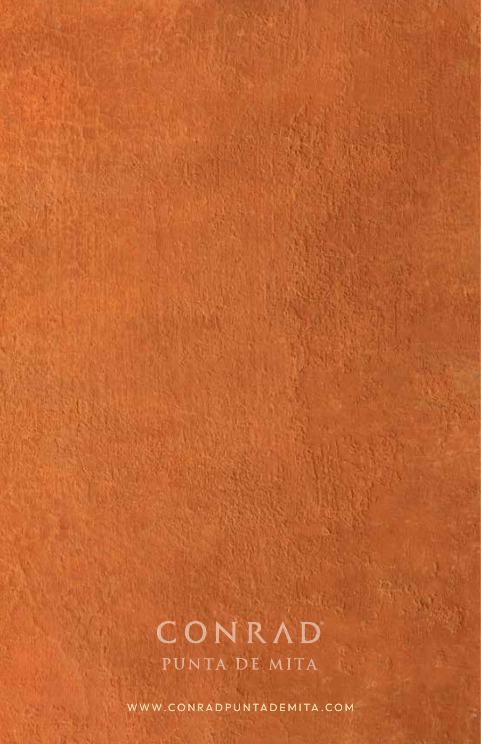CONRAD®

PUNTA DE MITA

WWW.CONRADPUNTADEMITA.COM